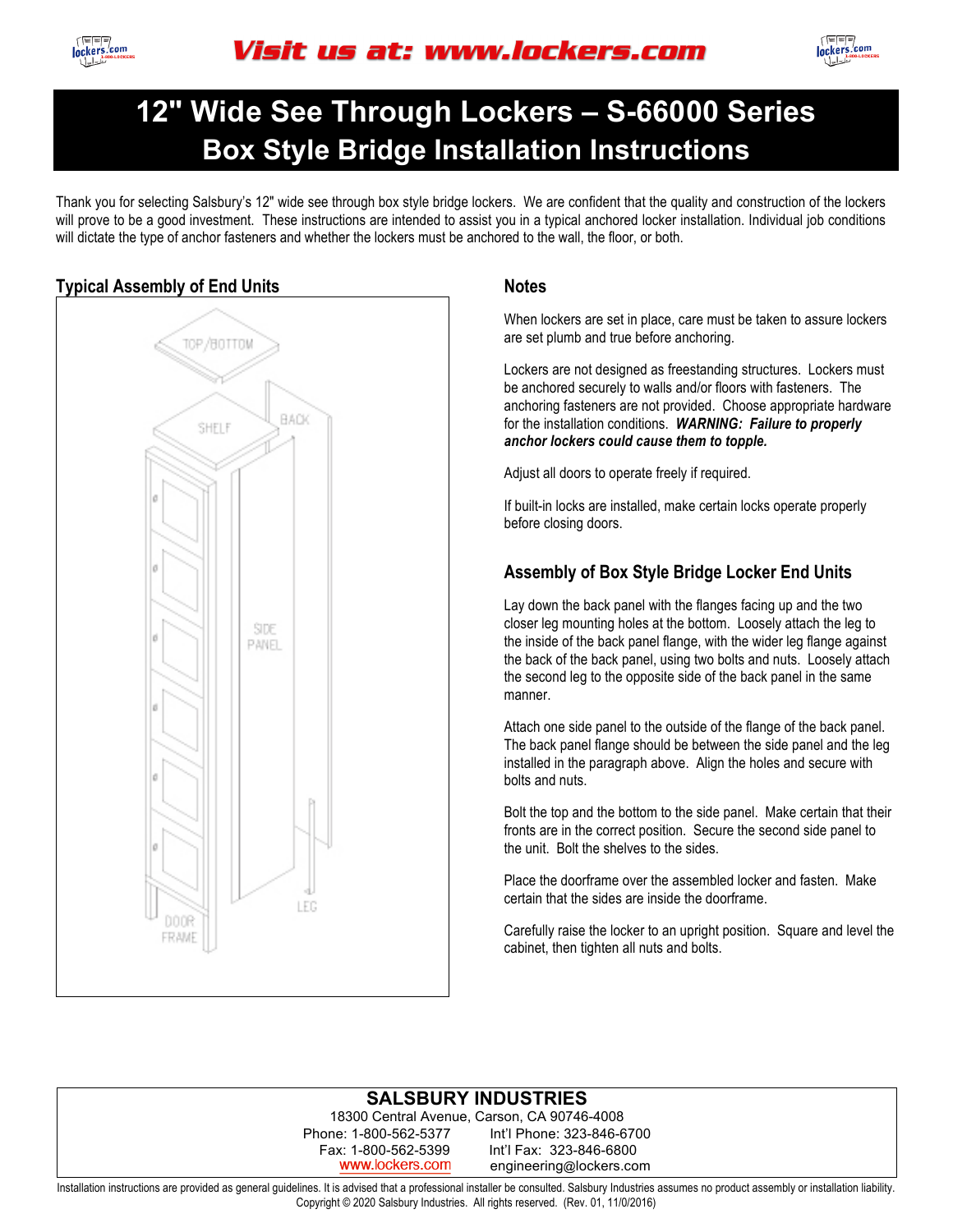Visit us at: www.lockers.com

# 12" Wide See Through Lockers – S-66000 Series
## Box Style Bridge Installation Instructions

Thank you for selecting Salsbury's 12" wide see through box style bridge lockers. We are confident that the quality and construction of the lockers will prove to be a good investment. These instructions are intended to assist you in a typical anchored locker installation. Individual job conditions will dictate the type of anchor fasteners and whether the lockers must be anchored to the wall, the floor, or both.

### Typical Assembly of End Units

TOP/BOTTOM

SHELF

BACK

SIDE PANEL

LEG

DOOR FRAME

### Notes

When lockers are set in place, care must be taken to assure lockers are set plumb and true before anchoring.

Lockers are not designed as freestanding structures. Lockers must be anchored securely to walls and/or floors with fasteners. The anchoring fasteners are not provided. Choose appropriate hardware for the installation conditions. ***WARNING: Failure to properly anchor lockers could cause them to topple.***

Adjust all doors to operate freely if required.

If built-in locks are installed, make certain locks operate properly before closing doors.

### Assembly of Box Style Bridge Locker End Units

Lay down the back panel with the flanges facing up and the two closer leg mounting holes at the bottom. Loosely attach the leg to the inside of the back panel flange, with the wider leg flange against the back of the back panel, using two bolts and nuts. Loosely attach the second leg to the opposite side of the back panel in the same manner.

Attach one side panel to the outside of the flange of the back panel. The back panel flange should be between the side panel and the leg installed in the paragraph above. Align the holes and secure with bolts and nuts.

Bolt the top and the bottom to the side panel. Make certain that their fronts are in the correct position. Secure the second side panel to the unit. Bolt the shelves to the sides.

Place the doorframe over the assembled locker and fasten. Make certain that the sides are inside the doorframe.

Carefully raise the locker to an upright position. Square and level the cabinet, then tighten all nuts and bolts.

**SALSBURY INDUSTRIES**
18300 Central Avenue, Carson, CA 90746-4008
Phone: 1-800-562-5377 Int'l Phone: 323-846-6700
Fax: 1-800-562-5399 Int'l Fax: 323-846-6800
www.lockers.com engineering@lockers.com

Installation instructions are provided as general guidelines. It is advised that a professional installer be consulted. Salsbury Industries assumes no product assembly or installation liability.
Copyright © 2020 Salsbury Industries. All rights reserved. (Rev. 01, 11/0/2016)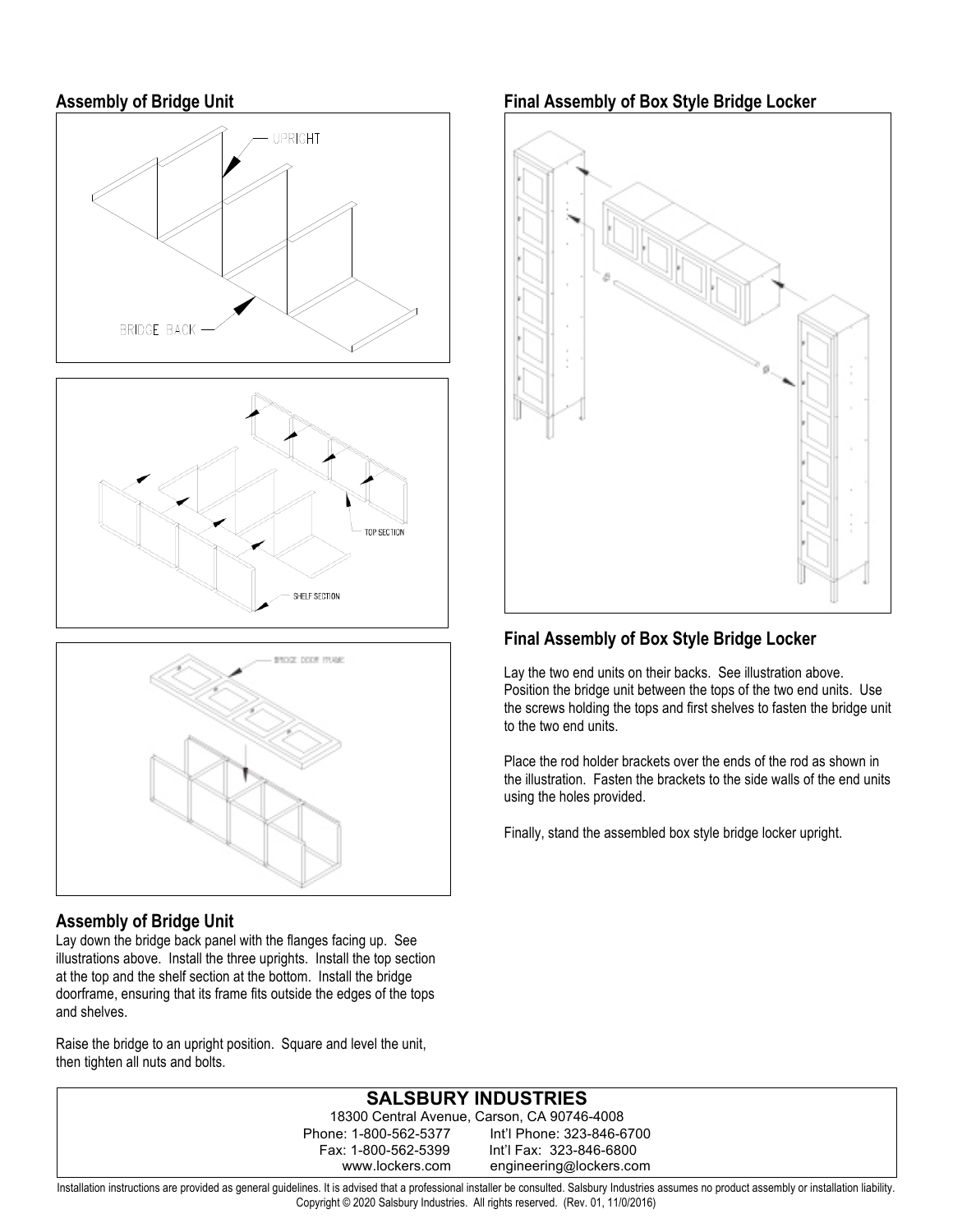## Assembly of Bridge Unit

UPRIGHT

BRIDGE BACK

TOP SECTION

SHELF SECTION

BRIDGE DOOR FRAME

## Assembly of Bridge Unit

Lay down the bridge back panel with the flanges facing up. See illustrations above. Install the three uprights. Install the top section at the top and the shelf section at the bottom. Install the bridge doorframe, ensuring that its frame fits outside the edges of the tops and shelves.

Raise the bridge to an upright position. Square and level the unit, then tighten all nuts and bolts.

## Final Assembly of Box Style Bridge Locker

## Final Assembly of Box Style Bridge Locker

Lay the two end units on their backs. See illustration above. Position the bridge unit between the tops of the two end units. Use the screws holding the tops and first shelves to fasten the bridge unit to the two end units.

Place the rod holder brackets over the ends of the rod as shown in the illustration. Fasten the brackets to the side walls of the end units using the holes provided.

Finally, stand the assembled box style bridge locker upright.

**SALSBURY INDUSTRIES**

18300 Central Avenue, Carson, CA 90746-4008

Phone: 1-800-562-5377 Int'l Phone: 323-846-6700

Fax: 1-800-562-5399 Int'l Fax: 323-846-6800

www.lockers.com engineering@lockers.com

Installation instructions are provided as general guidelines. It is advised that a professional installer be consulted. Salsbury Industries assumes no product assembly or installation liability.
Copyright © 2020 Salsbury Industries. All rights reserved. (Rev. 01, 11/0/2016)